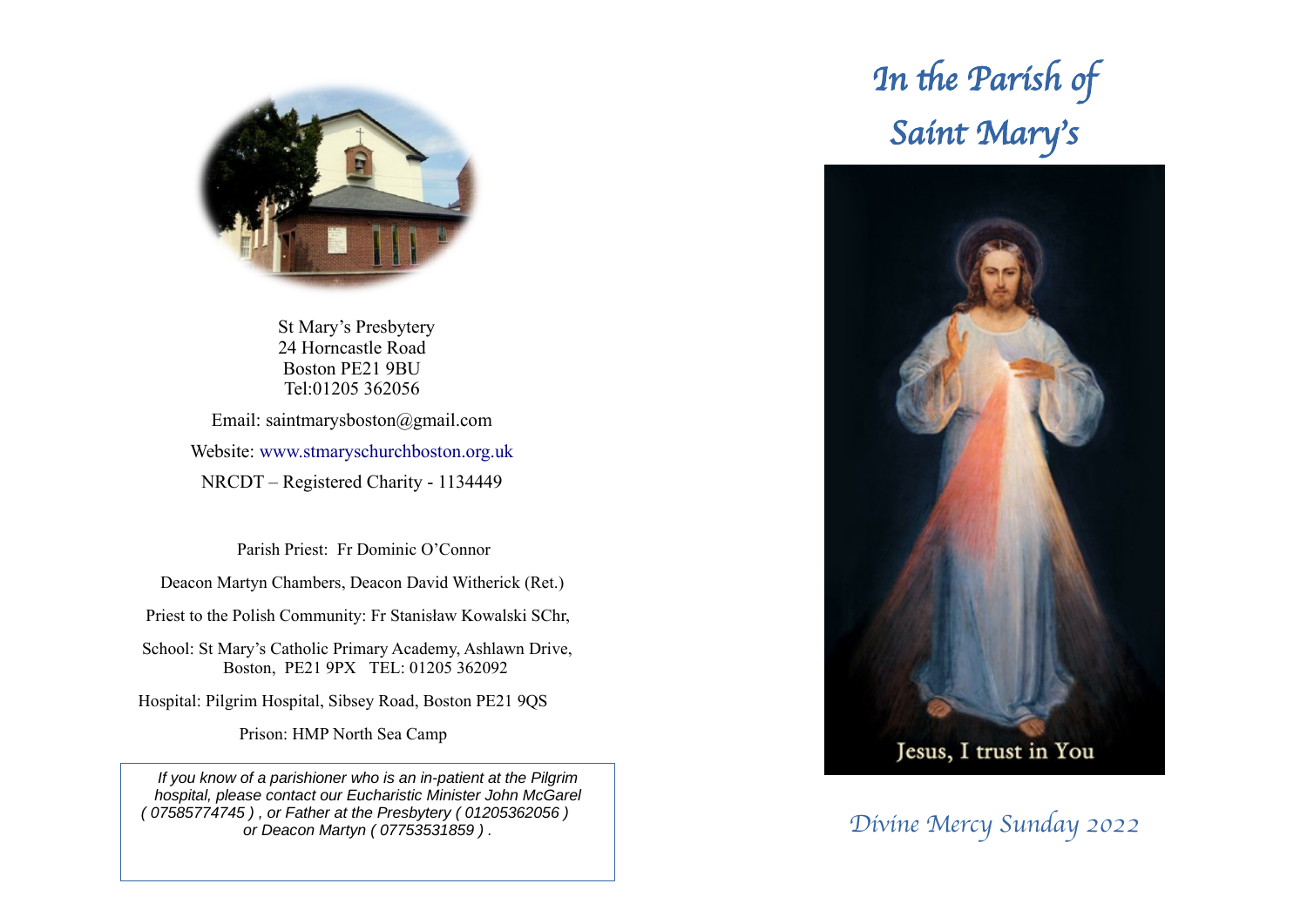St Mary's Presbytery
24 Horncastle Road
Boston PE21 9BU
Tel:01205 362056

Email: saintmarysboston@gmail.com

Website: www.stmaryschurchboston.org.uk

NRCDT – Registered Charity - 1134449

Parish Priest: Fr Dominic O'Connor

Deacon Martyn Chambers, Deacon David Witherick (Ret.)

Priest to the Polish Community: Fr Stanisław Kowalski SChr,

School: St Mary's Catholic Primary Academy, Ashlawn Drive, Boston, PE21 9PX TEL: 01205 362092

Hospital: Pilgrim Hospital, Sibsey Road, Boston PE21 9QS

Prison: HMP North Sea Camp

*If you know of a parishioner who is an in-patient at the Pilgrim hospital, please contact our Eucharistic Minister John McGarel ( 07585774745 ) , or Father at the Presbytery ( 01205362056 ) or Deacon Martyn ( 07753531859 ) .*

# *In the Parish of Saint Mary's*

Jesus, I trust in You

## *Divine Mercy Sunday 2022*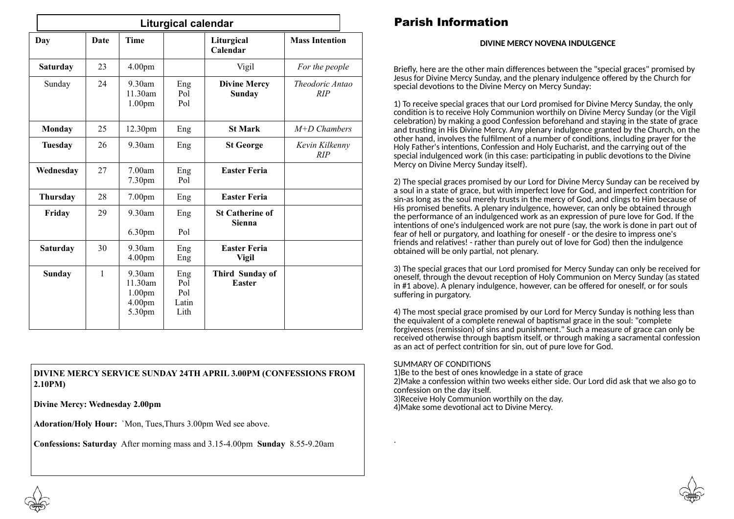## Liturgical calendar

| Day | Date | Time | | Liturgical Calendar | Mass Intention |
|---|---|---|---|---|---|
| **Saturday** | 23 | 4.00pm | | Vigil | *For the people* |
| Sunday | 24 | 9.30am<br>11.30am<br>1.00pm | Eng<br>Pol<br>Pol | **Divine Mercy Sunday** | *Theodoric Antao RIP* |
| **Monday** | 25 | 12.30pm | Eng | **St Mark** | *M+D Chambers* |
| **Tuesday** | 26 | 9.30am | Eng | **St George** | *Kevin Kilkenny RIP* |
| **Wednesday** | 27 | 7.00am<br>7.30pm | Eng<br>Pol | **Easter Feria** | |
| **Thursday** | 28 | 7.00pm | Eng | **Easter Feria** | |
| **Friday** | 29 | 9.30am<br><br>6.30pm | Eng<br><br>Pol | **St Catherine of Sienna** | |
| **Saturday** | 30 | 9.30am<br>4.00pm | Eng<br>Eng | **Easter Feria Vigil** | |
| **Sunday** | 1 | 9.30am<br>11.30am<br>1.00pm<br>4.00pm<br>5.30pm | Eng<br>Pol<br>Pol<br>Latin<br>Lith | **Third Sunday of Easter** | |

**DIVINE MERCY SERVICE SUNDAY 24TH APRIL 3.00PM (CONFESSIONS FROM 2.10PM)**

**Divine Mercy: Wednesday 2.00pm**

**Adoration/Holy Hour:** `Mon, Tues,Thurs 3.00pm Wed see above.

**Confessions: Saturday** After morning mass and 3.15-4.00pm **Sunday** 8.55-9.20am

# Parish Information

**DIVINE MERCY NOVENA INDULGENCE**

Briefly, here are the other main differences between the "special graces" promised by Jesus for Divine Mercy Sunday, and the plenary indulgence offered by the Church for special devotions to the Divine Mercy on Mercy Sunday:

1) To receive special graces that our Lord promised for Divine Mercy Sunday, the only condition is to receive Holy Communion worthily on Divine Mercy Sunday (or the Vigil celebration) by making a good Confession beforehand and staying in the state of grace and trusting in His Divine Mercy. Any plenary indulgence granted by the Church, on the other hand, involves the fulfilment of a number of conditions, including prayer for the Holy Father's intentions, Confession and Holy Eucharist, and the carrying out of the special indulgenced work (in this case: participating in public devotions to the Divine Mercy on Divine Mercy Sunday itself).

2) The special graces promised by our Lord for Divine Mercy Sunday can be received by a soul in a state of grace, but with imperfect love for God, and imperfect contrition for sin-as long as the soul merely trusts in the mercy of God, and clings to Him because of His promised benefits. A plenary indulgence, however, can only be obtained through the performance of an indulgenced work as an expression of pure love for God. If the intentions of one's indulgenced work are not pure (say, the work is done in part out of fear of hell or purgatory, and loathing for oneself - or the desire to impress one's friends and relatives! - rather than purely out of love for God) then the indulgence obtained will be only partial, not plenary.

3) The special graces that our Lord promised for Mercy Sunday can only be received for oneself, through the devout reception of Holy Communion on Mercy Sunday (as stated in #1 above). A plenary indulgence, however, can be offered for oneself, or for souls suffering in purgatory.

4) The most special grace promised by our Lord for Mercy Sunday is nothing less than the equivalent of a complete renewal of baptismal grace in the soul: "complete forgiveness (remission) of sins and punishment." Such a measure of grace can only be received otherwise through baptism itself, or through making a sacramental confession as an act of perfect contrition for sin, out of pure love for God.

SUMMARY OF CONDITIONS
1)Be to the best of ones knowledge in a state of grace
2)Make a confession within two weeks either side. Our Lord did ask that we also go to confession on the day itself.
3)Receive Holy Communion worthily on the day.
4)Make some devotional act to Divine Mercy.

.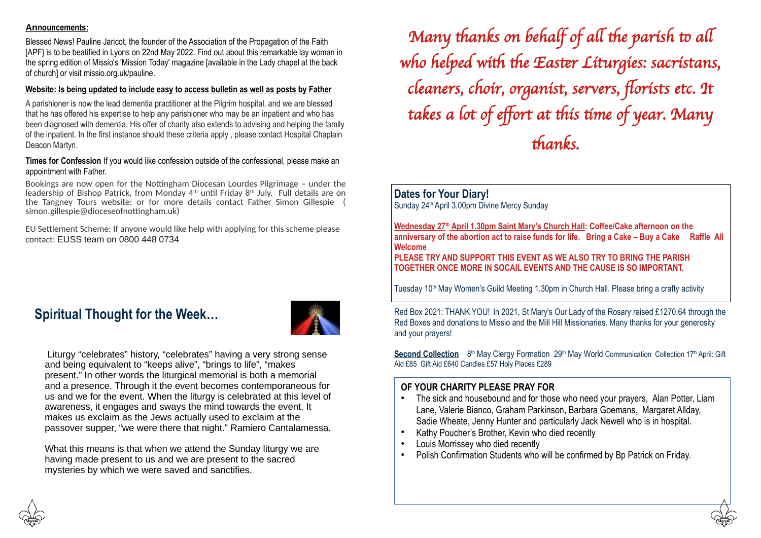**Announcements:**

Blessed News! Pauline Jaricot, the founder of the Association of the Propagation of the Faith [APF} is to be beatified in Lyons on 22nd May 2022. Find out about this remarkable lay woman in the spring edition of Missio's 'Mission Today' magazine [available in the Lady chapel at the back of church] or visit missio.org.uk/pauline.

**Website: Is being updated to include easy to access bulletin as well as posts by Father**

A parishioner is now the lead dementia practitioner at the Pilgrim hospital, and we are blessed that he has offered his expertise to help any parishioner who may be an inpatient and who has been diagnosed with dementia. His offer of charity also extends to advising and helping the family of the inpatient. In the first instance should these criteria apply , please contact Hospital Chaplain Deacon Martyn.

**Times for Confession** If you would like confession outside of the confessional, please make an appointment with Father.

Bookings are now open for the Nottingham Diocesan Lourdes Pilgrimage – under the leadership of Bishop Patrick, from Monday 4th until Friday 8th July. Full details are on the Tangney Tours website: or for more details contact Father Simon Gillespie ( simon.gillespie@dioceseofnottingham.uk)

EU Settlement Scheme: If anyone would like help with applying for this scheme please contact: EUSS team on 0800 448 0734

## Spiritual Thought for the Week…

Liturgy "celebrates" history, "celebrates" having a very strong sense and being equivalent to "keeps alive", "brings to life", "makes present." In other words the liturgical memorial is both a memorial and a presence. Through it the event becomes contemporaneous for us and we for the event. When the liturgy is celebrated at this level of awareness, it engages and sways the mind towards the event. It makes us exclaim as the Jews actually used to exclaim at the passover supper, "we were there that night." Ramiero Cantalamessa.

What this means is that when we attend the Sunday liturgy we are having made present to us and we are present to the sacred mysteries by which we were saved and sanctifies.

*Many thanks on behalf of all the parish to all who helped with the Easter Liturgies: sacristans, cleaners, choir, organist, servers, florists etc. It takes a lot of effort at this time of year. Many thanks.*

**Dates for Your Diary!**

Sunday 24th April 3.00pm Divine Mercy Sunday

**Wednesday 27th April 1.30pm Saint Mary's Church Hall: Coffee/Cake afternoon on the anniversary of the abortion act to raise funds for life. Bring a Cake – Buy a Cake Raffle All Welcome**

**PLEASE TRY AND SUPPORT THIS EVENT AS WE ALSO TRY TO BRING THE PARISH TOGETHER ONCE MORE IN SOCAIL EVENTS AND THE CAUSE IS SO IMPORTANT.**

Tuesday 10th May Women's Guild Meeting 1.30pm in Church Hall. Please bring a crafty activity

Red Box 2021: THANK YOU! In 2021, St Mary's Our Lady of the Rosary raised £1270.64 through the Red Boxes and donations to Missio and the Mill Hill Missionaries. Many thanks for your generosity and your prayers!

**Second Collection** 8th May Clergy Formation 29th May World Communication Collection 17th April: Gift Aid £85 Gift Aid £640 Candles £57 Holy Places £289

**OF YOUR CHARITY PLEASE PRAY FOR**

- The sick and housebound and for those who need your prayers, Alan Potter, Liam Lane, Valerie Bianco, Graham Parkinson, Barbara Goemans, Margaret Allday, Sadie Wheate, Jenny Hunter and particularly Jack Newell who is in hospital.
- Kathy Poucher's Brother, Kevin who died recently
- Louis Morrissey who died recently
- Polish Confirmation Students who will be confirmed by Bp Patrick on Friday.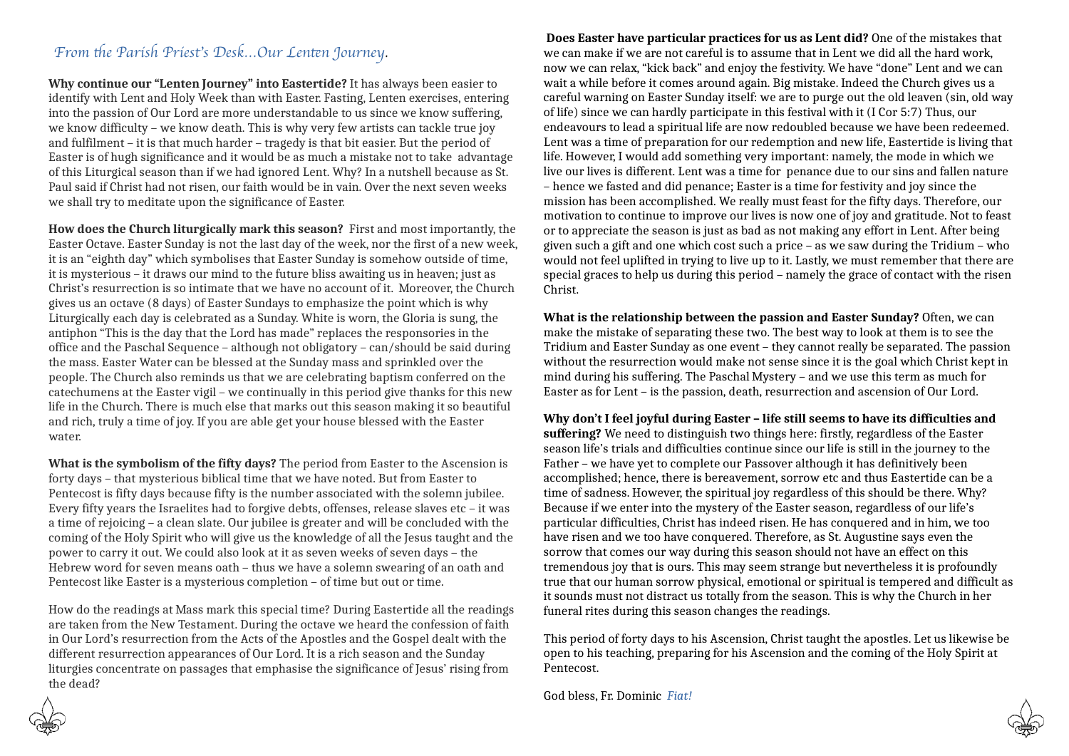## *From the Parish Priest's Desk...Our Lenten Journey*.

**Why continue our "Lenten Journey" into Eastertide?** It has always been easier to identify with Lent and Holy Week than with Easter. Fasting, Lenten exercises, entering into the passion of Our Lord are more understandable to us since we know suffering, we know difficulty – we know death. This is why very few artists can tackle true joy and fulfilment – it is that much harder – tragedy is that bit easier. But the period of Easter is of hugh significance and it would be as much a mistake not to take advantage of this Liturgical season than if we had ignored Lent. Why? In a nutshell because as St. Paul said if Christ had not risen, our faith would be in vain. Over the next seven weeks we shall try to meditate upon the significance of Easter.

**How does the Church liturgically mark this season?** First and most importantly, the Easter Octave. Easter Sunday is not the last day of the week, nor the first of a new week, it is an "eighth day" which symbolises that Easter Sunday is somehow outside of time, it is mysterious – it draws our mind to the future bliss awaiting us in heaven; just as Christ's resurrection is so intimate that we have no account of it. Moreover, the Church gives us an octave (8 days) of Easter Sundays to emphasize the point which is why Liturgically each day is celebrated as a Sunday. White is worn, the Gloria is sung, the antiphon "This is the day that the Lord has made" replaces the responsories in the office and the Paschal Sequence – although not obligatory – can/should be said during the mass. Easter Water can be blessed at the Sunday mass and sprinkled over the people. The Church also reminds us that we are celebrating baptism conferred on the catechumens at the Easter vigil – we continually in this period give thanks for this new life in the Church. There is much else that marks out this season making it so beautiful and rich, truly a time of joy. If you are able get your house blessed with the Easter water.

**What is the symbolism of the fifty days?** The period from Easter to the Ascension is forty days – that mysterious biblical time that we have noted. But from Easter to Pentecost is fifty days because fifty is the number associated with the solemn jubilee. Every fifty years the Israelites had to forgive debts, offenses, release slaves etc – it was a time of rejoicing – a clean slate. Our jubilee is greater and will be concluded with the coming of the Holy Spirit who will give us the knowledge of all the Jesus taught and the power to carry it out. We could also look at it as seven weeks of seven days – the Hebrew word for seven means oath – thus we have a solemn swearing of an oath and Pentecost like Easter is a mysterious completion – of time but out or time.

How do the readings at Mass mark this special time? During Eastertide all the readings are taken from the New Testament. During the octave we heard the confession of faith in Our Lord's resurrection from the Acts of the Apostles and the Gospel dealt with the different resurrection appearances of Our Lord. It is a rich season and the Sunday liturgies concentrate on passages that emphasise the significance of Jesus' rising from the dead?

**Does Easter have particular practices for us as Lent did?** One of the mistakes that we can make if we are not careful is to assume that in Lent we did all the hard work, now we can relax, "kick back" and enjoy the festivity. We have "done" Lent and we can wait a while before it comes around again. Big mistake. Indeed the Church gives us a careful warning on Easter Sunday itself: we are to purge out the old leaven (sin, old way of life) since we can hardly participate in this festival with it (I Cor 5:7) Thus, our endeavours to lead a spiritual life are now redoubled because we have been redeemed. Lent was a time of preparation for our redemption and new life, Eastertide is living that life. However, I would add something very important: namely, the mode in which we live our lives is different. Lent was a time for penance due to our sins and fallen nature – hence we fasted and did penance; Easter is a time for festivity and joy since the mission has been accomplished. We really must feast for the fifty days. Therefore, our motivation to continue to improve our lives is now one of joy and gratitude. Not to feast or to appreciate the season is just as bad as not making any effort in Lent. After being given such a gift and one which cost such a price – as we saw during the Tridium – who would not feel uplifted in trying to live up to it. Lastly, we must remember that there are special graces to help us during this period – namely the grace of contact with the risen Christ.

**What is the relationship between the passion and Easter Sunday?** Often, we can make the mistake of separating these two. The best way to look at them is to see the Tridium and Easter Sunday as one event – they cannot really be separated. The passion without the resurrection would make not sense since it is the goal which Christ kept in mind during his suffering. The Paschal Mystery – and we use this term as much for Easter as for Lent – is the passion, death, resurrection and ascension of Our Lord.

**Why don't I feel joyful during Easter – life still seems to have its difficulties and suffering?** We need to distinguish two things here: firstly, regardless of the Easter season life's trials and difficulties continue since our life is still in the journey to the Father – we have yet to complete our Passover although it has definitively been accomplished; hence, there is bereavement, sorrow etc and thus Eastertide can be a time of sadness. However, the spiritual joy regardless of this should be there. Why? Because if we enter into the mystery of the Easter season, regardless of our life's particular difficulties, Christ has indeed risen. He has conquered and in him, we too have risen and we too have conquered. Therefore, as St. Augustine says even the sorrow that comes our way during this season should not have an effect on this tremendous joy that is ours. This may seem strange but nevertheless it is profoundly true that our human sorrow physical, emotional or spiritual is tempered and difficult as it sounds must not distract us totally from the season. This is why the Church in her funeral rites during this season changes the readings.

This period of forty days to his Ascension, Christ taught the apostles. Let us likewise be open to his teaching, preparing for his Ascension and the coming of the Holy Spirit at Pentecost.

God bless, Fr. Dominic *Fiat!*